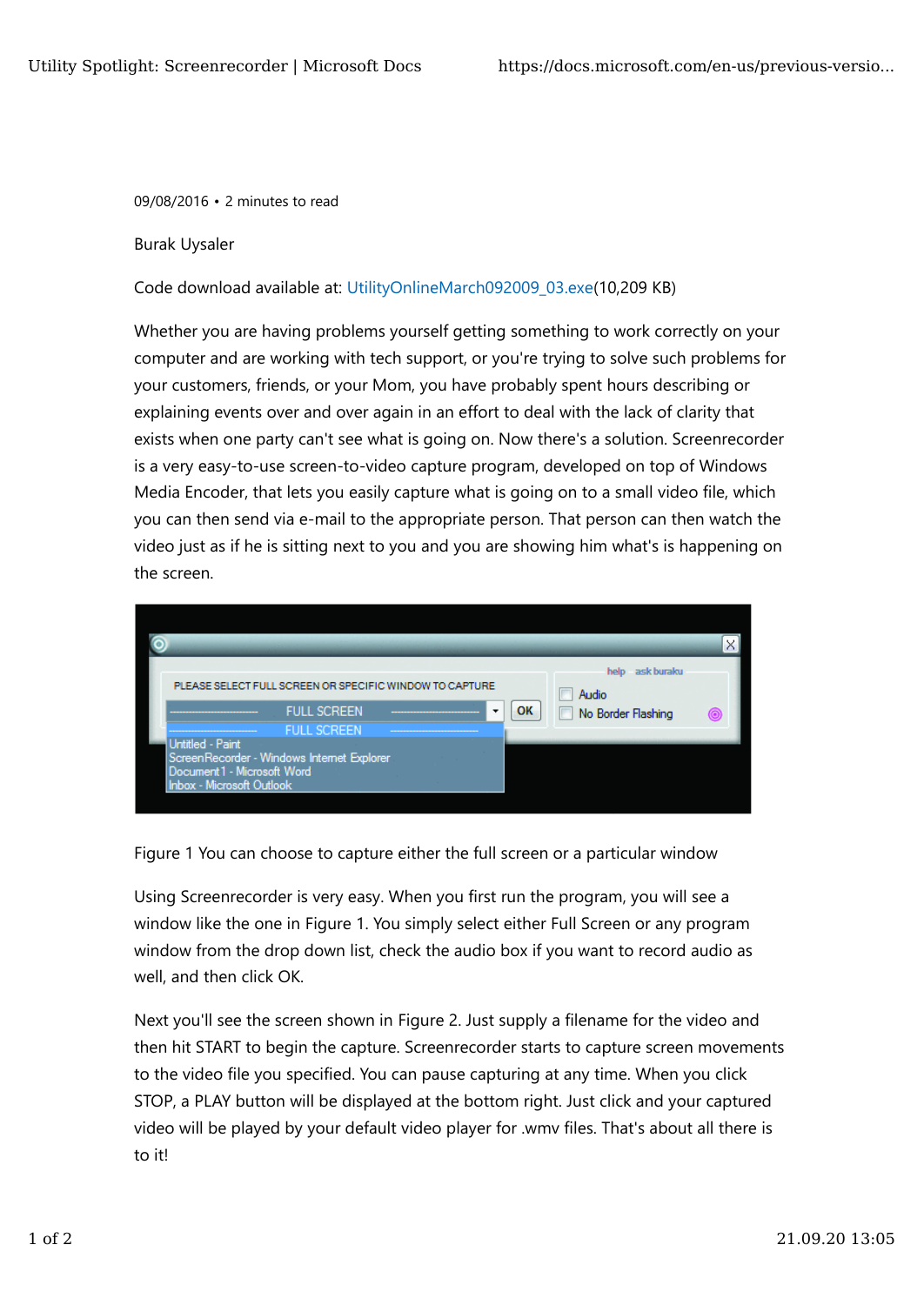09/08/2016 • 2 minutes to read

Burak Uysaler

Code download available at: UtilityOnlineMarch092009_03.exe(10,209 KB)

Whether you are having problems yourself getting something to work correctly on your computer and are working with tech support, or you're trying to solve such problems for your customers, friends, or your Mom, you have probably spent hours describing or explaining events over and over again in an effort to deal with the lack of clarity that exists when one party can't see what is going on. Now there's a solution. Screenrecorder is a very easy-to-use screen-to-video capture program, developed on top of Windows Media Encoder, that lets you easily capture what is going on to a small video file, which you can then send via e-mail to the appropriate person. That person can then watch the video just as if he is sitting next to you and you are showing him what's is happening on the screen.

Figure 1 You can choose to capture either the full screen or a particular window

Using Screenrecorder is very easy. When you first run the program, you will see a window like the one in Figure 1. You simply select either Full Screen or any program window from the drop down list, check the audio box if you want to record audio as well, and then click OK.

Next you'll see the screen shown in Figure 2. Just supply a filename for the video and then hit START to begin the capture. Screenrecorder starts to capture screen movements to the video file you specified. You can pause capturing at any time. When you click STOP, a PLAY button will be displayed at the bottom right. Just click and your captured video will be played by your default video player for .wmv files. That's about all there is to it!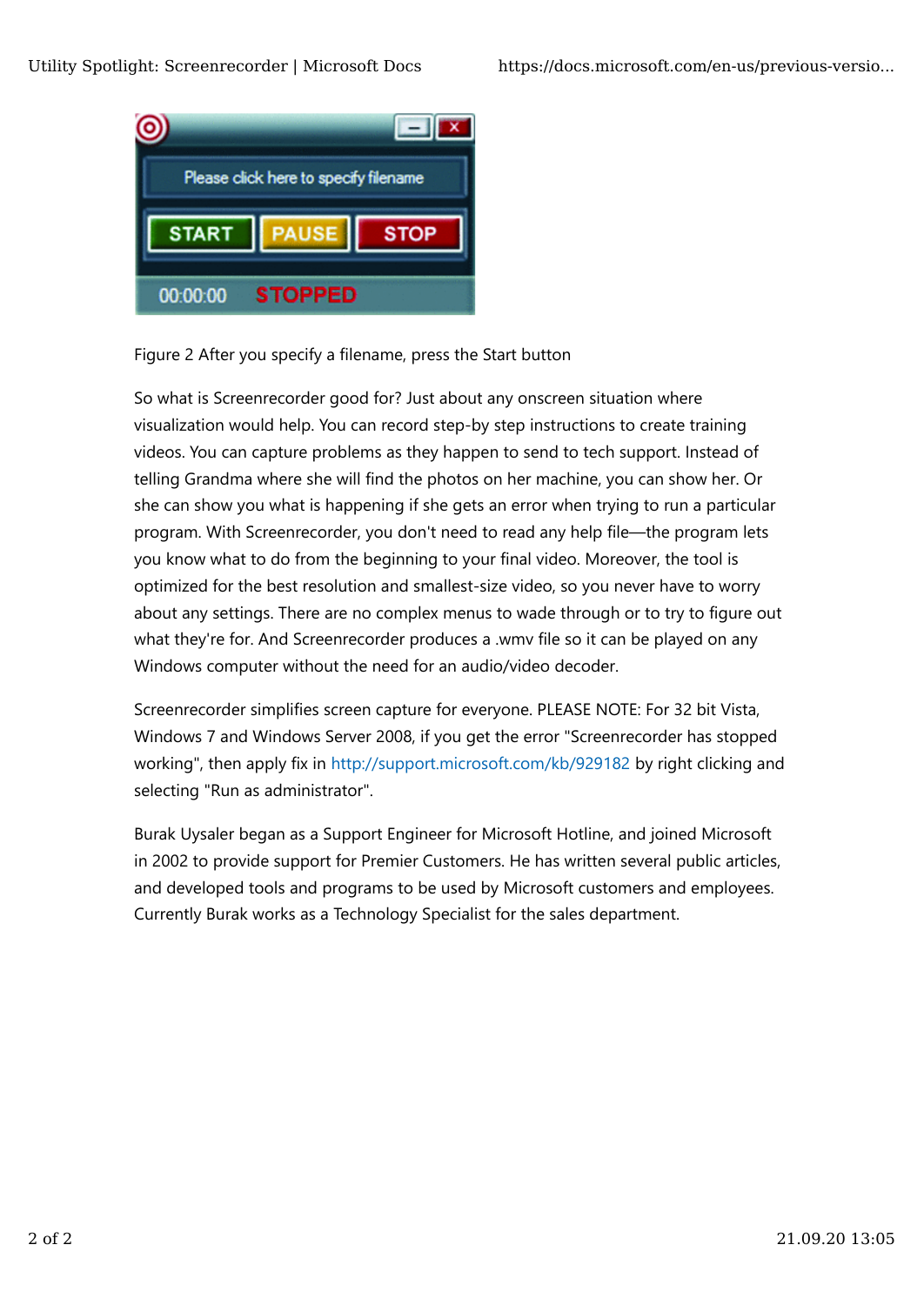Figure 2 After you specify a filename, press the Start button

So what is Screenrecorder good for? Just about any onscreen situation where visualization would help. You can record step-by step instructions to create training videos. You can capture problems as they happen to send to tech support. Instead of telling Grandma where she will find the photos on her machine, you can show her. Or she can show you what is happening if she gets an error when trying to run a particular program. With Screenrecorder, you don't need to read any help file—the program lets you know what to do from the beginning to your final video. Moreover, the tool is optimized for the best resolution and smallest-size video, so you never have to worry about any settings. There are no complex menus to wade through or to try to figure out what they're for. And Screenrecorder produces a .wmv file so it can be played on any Windows computer without the need for an audio/video decoder.

Screenrecorder simplifies screen capture for everyone. PLEASE NOTE: For 32 bit Vista, Windows 7 and Windows Server 2008, if you get the error "Screenrecorder has stopped working", then apply fix in http://support.microsoft.com/kb/929182 by right clicking and selecting "Run as administrator".

Burak Uysaler began as a Support Engineer for Microsoft Hotline, and joined Microsoft in 2002 to provide support for Premier Customers. He has written several public articles, and developed tools and programs to be used by Microsoft customers and employees. Currently Burak works as a Technology Specialist for the sales department.